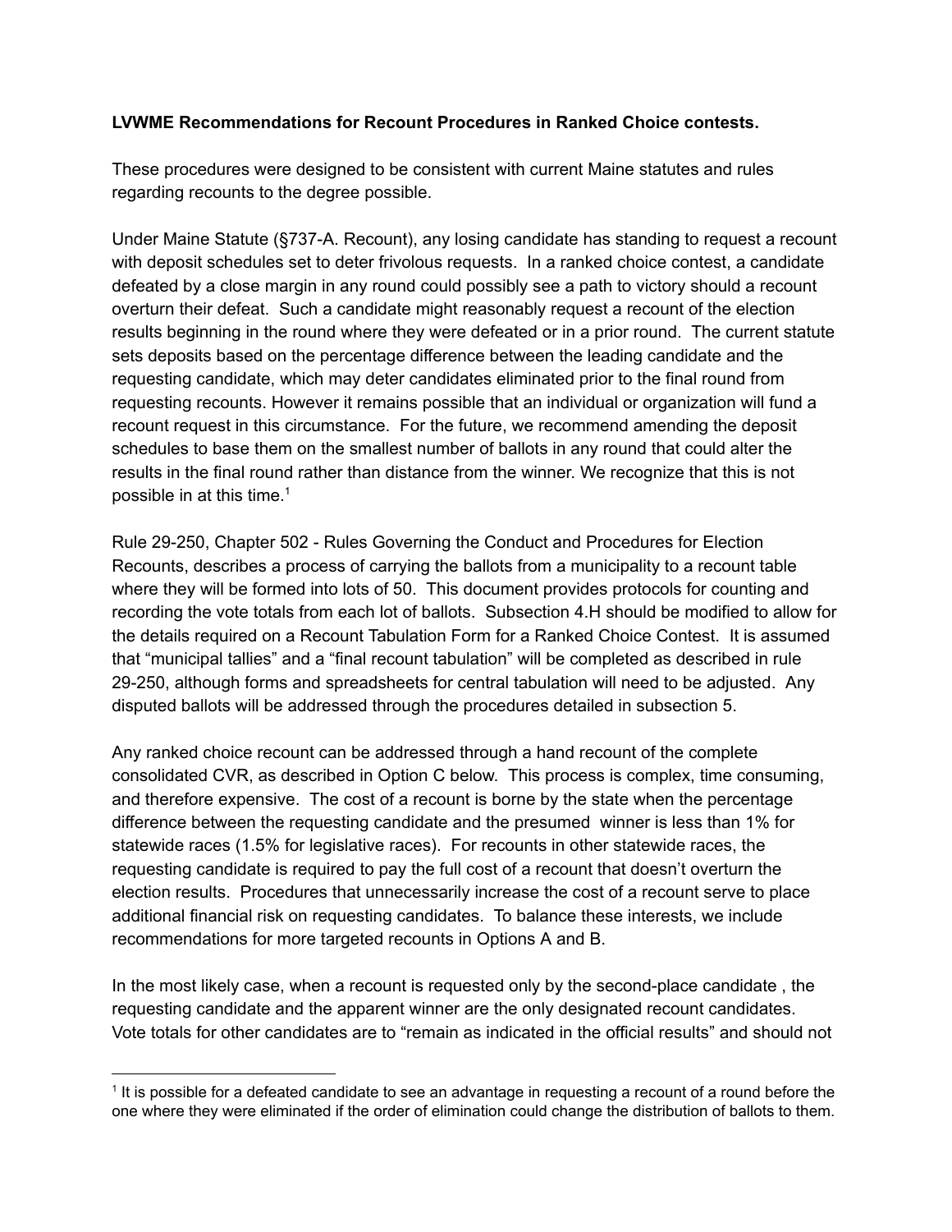**LVWME Recommendations for Recount Procedures in Ranked Choice contests.**

These procedures were designed to be consistent with current Maine statutes and rules regarding recounts to the degree possible.

Under Maine Statute (§737-A. Recount), any losing candidate has standing to request a recount with deposit schedules set to deter frivolous requests. In a ranked choice contest, a candidate defeated by a close margin in any round could possibly see a path to victory should a recount overturn their defeat. Such a candidate might reasonably request a recount of the election results beginning in the round where they were defeated or in a prior round. The current statute sets deposits based on the percentage difference between the leading candidate and the requesting candidate, which may deter candidates eliminated prior to the final round from requesting recounts. However it remains possible that an individual or organization will fund a recount request in this circumstance. For the future, we recommend amending the deposit schedules to base them on the smallest number of ballots in any round that could alter the results in the final round rather than distance from the winner. We recognize that this is not possible in at this time.[1]

Rule 29-250, Chapter 502 - Rules Governing the Conduct and Procedures for Election Recounts, describes a process of carrying the ballots from a municipality to a recount table where they will be formed into lots of 50. This document provides protocols for counting and recording the vote totals from each lot of ballots. Subsection 4.H should be modified to allow for the details required on a Recount Tabulation Form for a Ranked Choice Contest. It is assumed that “municipal tallies” and a “final recount tabulation” will be completed as described in rule 29-250, although forms and spreadsheets for central tabulation will need to be adjusted. Any disputed ballots will be addressed through the procedures detailed in subsection 5.

Any ranked choice recount can be addressed through a hand recount of the complete consolidated CVR, as described in Option C below. This process is complex, time consuming, and therefore expensive. The cost of a recount is borne by the state when the percentage difference between the requesting candidate and the presumed winner is less than 1% for statewide races (1.5% for legislative races). For recounts in other statewide races, the requesting candidate is required to pay the full cost of a recount that doesn’t overturn the election results. Procedures that unnecessarily increase the cost of a recount serve to place additional financial risk on requesting candidates. To balance these interests, we include recommendations for more targeted recounts in Options A and B.

In the most likely case, when a recount is requested only by the second-place candidate , the requesting candidate and the apparent winner are the only designated recount candidates. Vote totals for other candidates are to “remain as indicated in the official results” and should not

[1] It is possible for a defeated candidate to see an advantage in requesting a recount of a round before the one where they were eliminated if the order of elimination could change the distribution of ballots to them.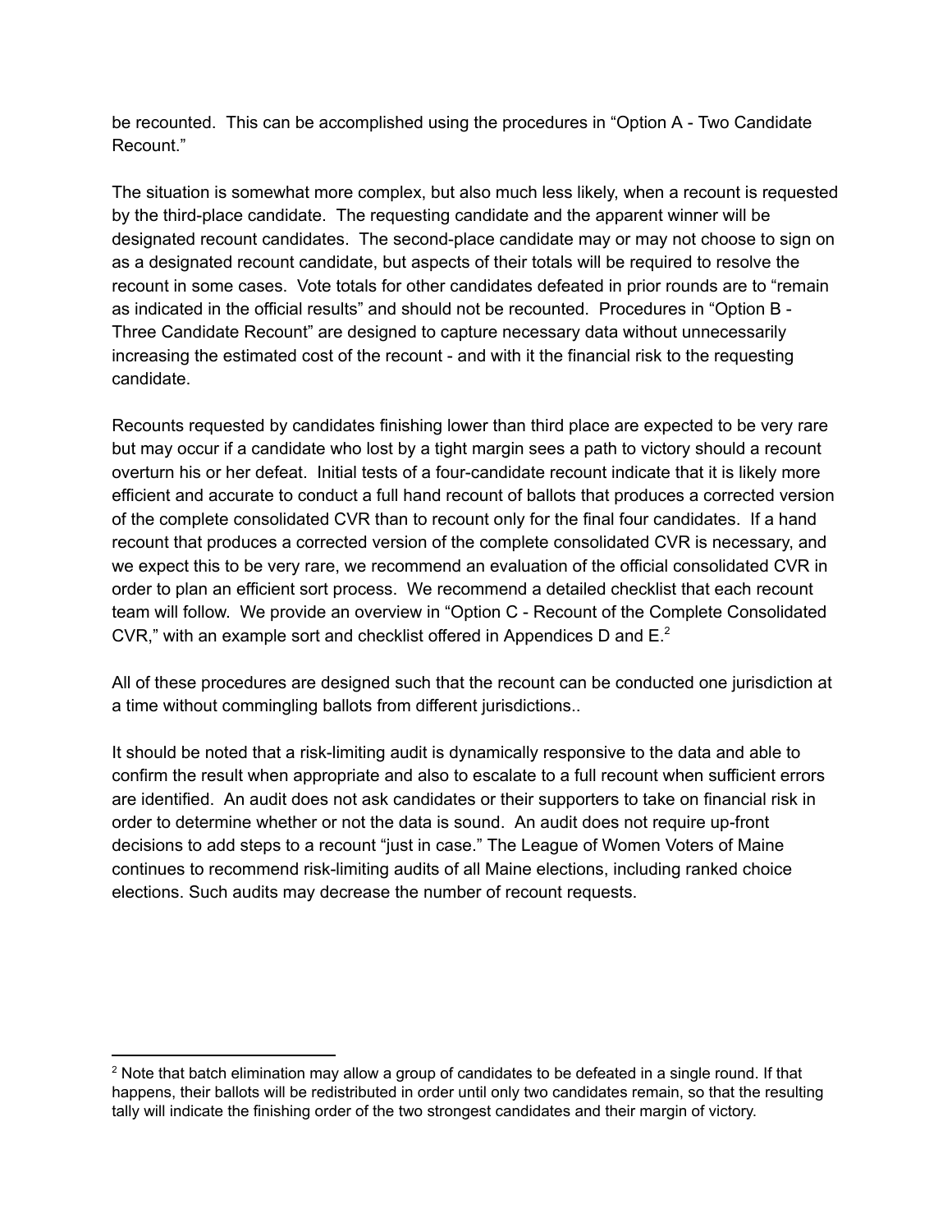be recounted. This can be accomplished using the procedures in "Option A - Two Candidate Recount."

The situation is somewhat more complex, but also much less likely, when a recount is requested by the third-place candidate. The requesting candidate and the apparent winner will be designated recount candidates. The second-place candidate may or may not choose to sign on as a designated recount candidate, but aspects of their totals will be required to resolve the recount in some cases. Vote totals for other candidates defeated in prior rounds are to "remain as indicated in the official results" and should not be recounted. Procedures in "Option B - Three Candidate Recount" are designed to capture necessary data without unnecessarily increasing the estimated cost of the recount - and with it the financial risk to the requesting candidate.

Recounts requested by candidates finishing lower than third place are expected to be very rare but may occur if a candidate who lost by a tight margin sees a path to victory should a recount overturn his or her defeat. Initial tests of a four-candidate recount indicate that it is likely more efficient and accurate to conduct a full hand recount of ballots that produces a corrected version of the complete consolidated CVR than to recount only for the final four candidates. If a hand recount that produces a corrected version of the complete consolidated CVR is necessary, and we expect this to be very rare, we recommend an evaluation of the official consolidated CVR in order to plan an efficient sort process. We recommend a detailed checklist that each recount team will follow. We provide an overview in "Option C - Recount of the Complete Consolidated CVR," with an example sort and checklist offered in Appendices D and E.[2]

All of these procedures are designed such that the recount can be conducted one jurisdiction at a time without commingling ballots from different jurisdictions..

It should be noted that a risk-limiting audit is dynamically responsive to the data and able to confirm the result when appropriate and also to escalate to a full recount when sufficient errors are identified. An audit does not ask candidates or their supporters to take on financial risk in order to determine whether or not the data is sound. An audit does not require up-front decisions to add steps to a recount "just in case." The League of Women Voters of Maine continues to recommend risk-limiting audits of all Maine elections, including ranked choice elections. Such audits may decrease the number of recount requests.

---

[2] Note that batch elimination may allow a group of candidates to be defeated in a single round. If that happens, their ballots will be redistributed in order until only two candidates remain, so that the resulting tally will indicate the finishing order of the two strongest candidates and their margin of victory.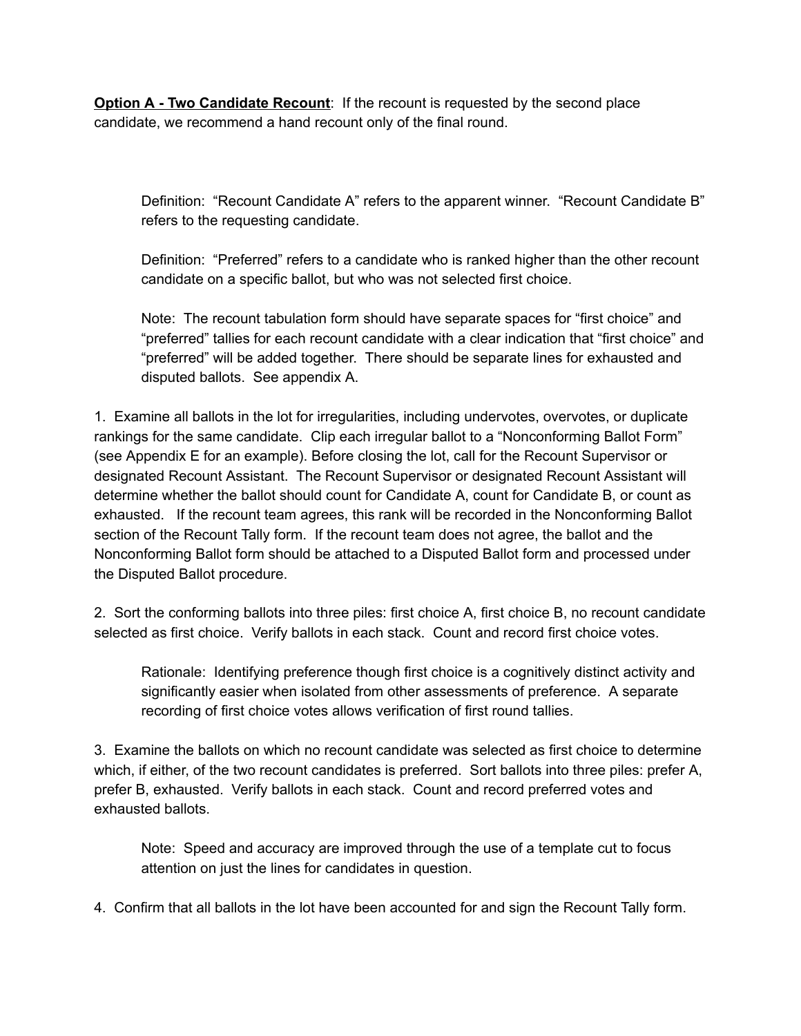**<u>Option A - Two Candidate Recount</u>**: If the recount is requested by the second place candidate, we recommend a hand recount only of the final round.

> Definition: "Recount Candidate A" refers to the apparent winner. "Recount Candidate B" refers to the requesting candidate.
>
> Definition: "Preferred" refers to a candidate who is ranked higher than the other recount candidate on a specific ballot, but who was not selected first choice.
>
> Note: The recount tabulation form should have separate spaces for "first choice" and "preferred" tallies for each recount candidate with a clear indication that "first choice" and "preferred" will be added together. There should be separate lines for exhausted and disputed ballots. See appendix A.

1. Examine all ballots in the lot for irregularities, including undervotes, overvotes, or duplicate rankings for the same candidate. Clip each irregular ballot to a "Nonconforming Ballot Form" (see Appendix E for an example). Before closing the lot, call for the Recount Supervisor or designated Recount Assistant. The Recount Supervisor or designated Recount Assistant will determine whether the ballot should count for Candidate A, count for Candidate B, or count as exhausted. If the recount team agrees, this rank will be recorded in the Nonconforming Ballot section of the Recount Tally form. If the recount team does not agree, the ballot and the Nonconforming Ballot form should be attached to a Disputed Ballot form and processed under the Disputed Ballot procedure.

2. Sort the conforming ballots into three piles: first choice A, first choice B, no recount candidate selected as first choice. Verify ballots in each stack. Count and record first choice votes.

> Rationale: Identifying preference though first choice is a cognitively distinct activity and significantly easier when isolated from other assessments of preference. A separate recording of first choice votes allows verification of first round tallies.

3. Examine the ballots on which no recount candidate was selected as first choice to determine which, if either, of the two recount candidates is preferred. Sort ballots into three piles: prefer A, prefer B, exhausted. Verify ballots in each stack. Count and record preferred votes and exhausted ballots.

> Note: Speed and accuracy are improved through the use of a template cut to focus attention on just the lines for candidates in question.

4. Confirm that all ballots in the lot have been accounted for and sign the Recount Tally form.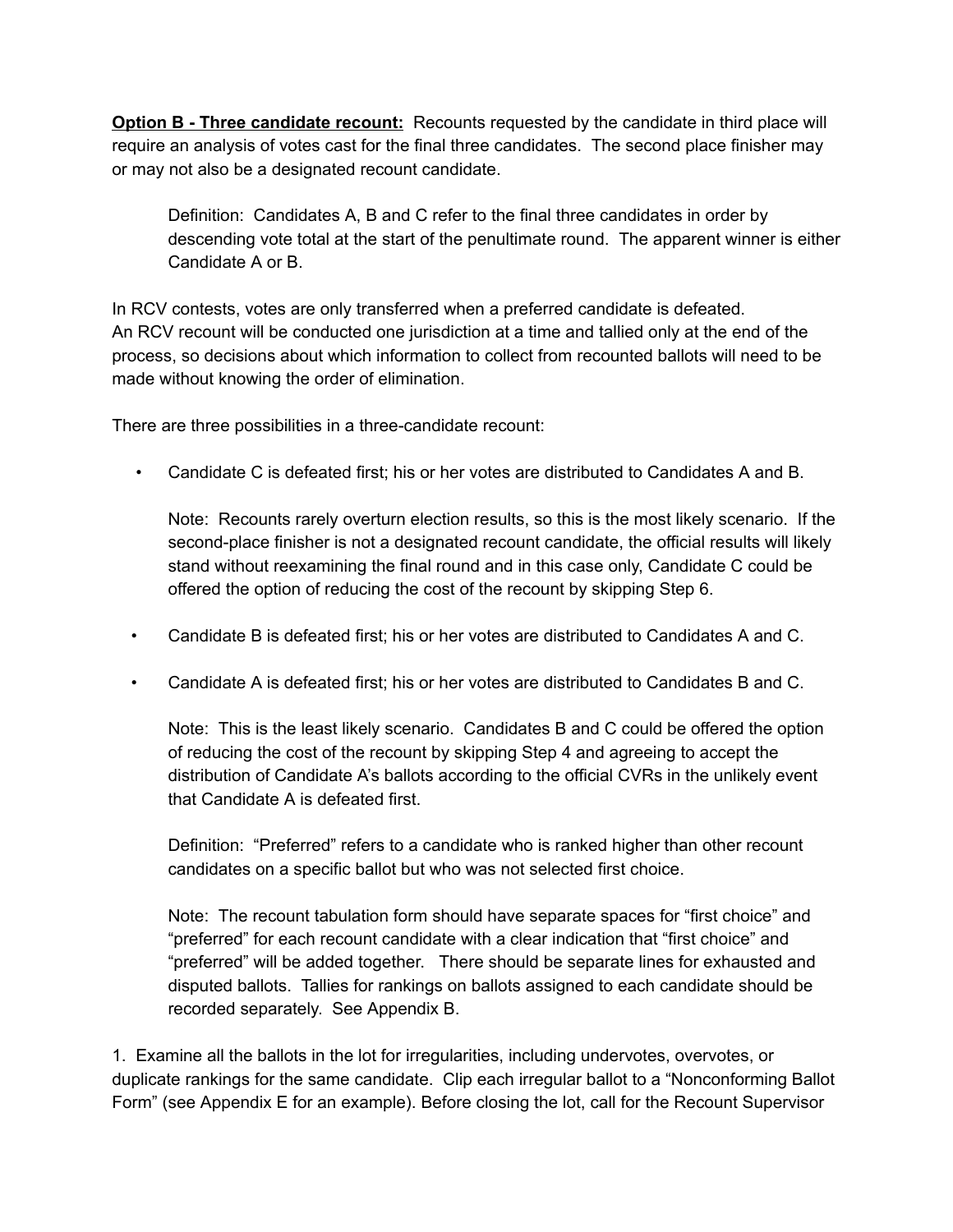**<u>Option B - Three candidate recount:</u>** Recounts requested by the candidate in third place will require an analysis of votes cast for the final three candidates. The second place finisher may or may not also be a designated recount candidate.

> Definition: Candidates A, B and C refer to the final three candidates in order by descending vote total at the start of the penultimate round. The apparent winner is either Candidate A or B.

In RCV contests, votes are only transferred when a preferred candidate is defeated.
An RCV recount will be conducted one jurisdiction at a time and tallied only at the end of the process, so decisions about which information to collect from recounted ballots will need to be made without knowing the order of elimination.

There are three possibilities in a three-candidate recount:

- Candidate C is defeated first; his or her votes are distributed to Candidates A and B.

  Note: Recounts rarely overturn election results, so this is the most likely scenario. If the second-place finisher is not a designated recount candidate, the official results will likely stand without reexamining the final round and in this case only, Candidate C could be offered the option of reducing the cost of the recount by skipping Step 6.

- Candidate B is defeated first; his or her votes are distributed to Candidates A and C.

- Candidate A is defeated first; his or her votes are distributed to Candidates B and C.

  Note: This is the least likely scenario. Candidates B and C could be offered the option of reducing the cost of the recount by skipping Step 4 and agreeing to accept the distribution of Candidate A's ballots according to the official CVRs in the unlikely event that Candidate A is defeated first.

  Definition: "Preferred" refers to a candidate who is ranked higher than other recount candidates on a specific ballot but who was not selected first choice.

  Note: The recount tabulation form should have separate spaces for "first choice" and "preferred" for each recount candidate with a clear indication that "first choice" and "preferred" will be added together. There should be separate lines for exhausted and disputed ballots. Tallies for rankings on ballots assigned to each candidate should be recorded separately. See Appendix B.

1. Examine all the ballots in the lot for irregularities, including undervotes, overvotes, or duplicate rankings for the same candidate. Clip each irregular ballot to a "Nonconforming Ballot Form" (see Appendix E for an example). Before closing the lot, call for the Recount Supervisor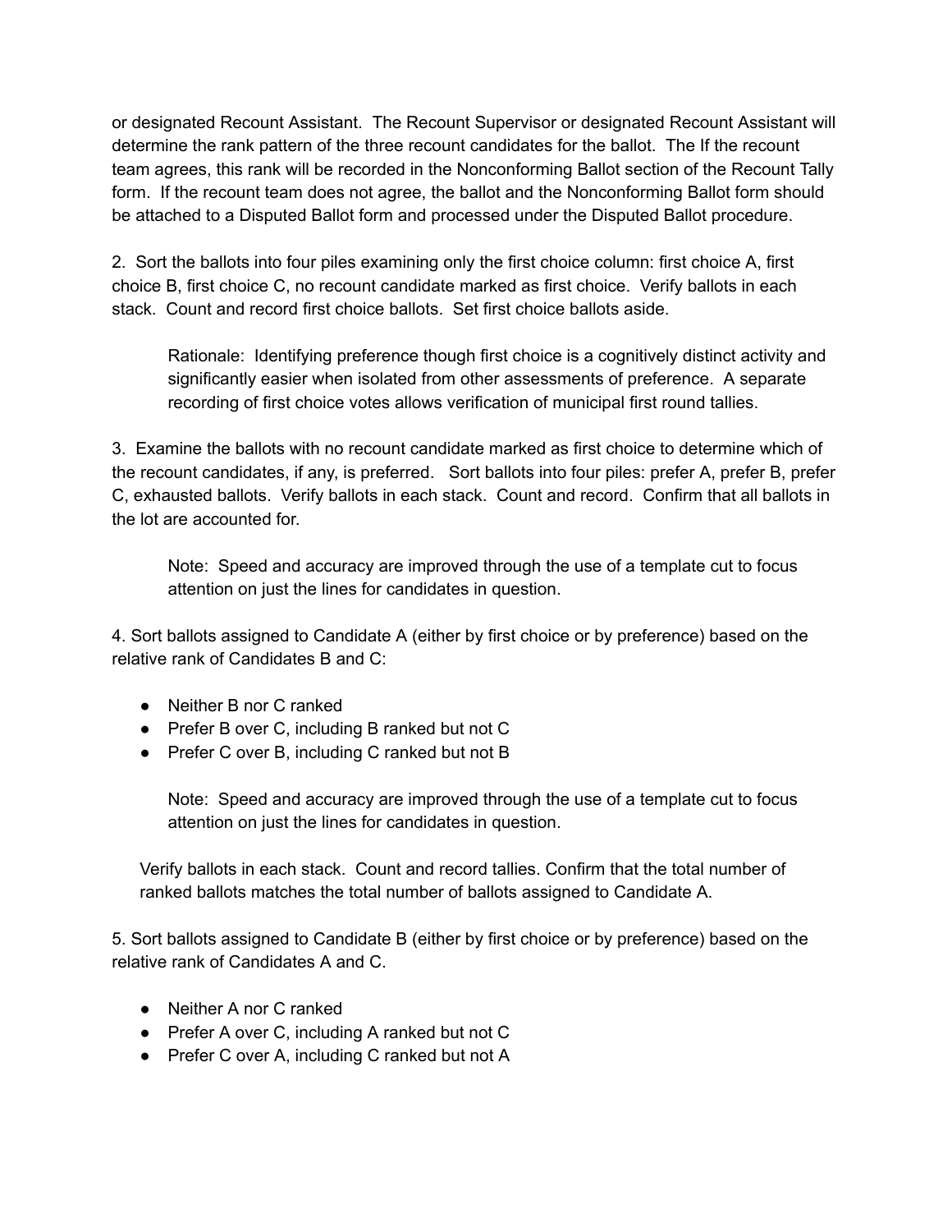or designated Recount Assistant. The Recount Supervisor or designated Recount Assistant will determine the rank pattern of the three recount candidates for the ballot. The If the recount team agrees, this rank will be recorded in the Nonconforming Ballot section of the Recount Tally form. If the recount team does not agree, the ballot and the Nonconforming Ballot form should be attached to a Disputed Ballot form and processed under the Disputed Ballot procedure.

2. Sort the ballots into four piles examining only the first choice column: first choice A, first choice B, first choice C, no recount candidate marked as first choice. Verify ballots in each stack. Count and record first choice ballots. Set first choice ballots aside.

> Rationale: Identifying preference though first choice is a cognitively distinct activity and significantly easier when isolated from other assessments of preference. A separate recording of first choice votes allows verification of municipal first round tallies.

3. Examine the ballots with no recount candidate marked as first choice to determine which of the recount candidates, if any, is preferred. Sort ballots into four piles: prefer A, prefer B, prefer C, exhausted ballots. Verify ballots in each stack. Count and record. Confirm that all ballots in the lot are accounted for.

> Note: Speed and accuracy are improved through the use of a template cut to focus attention on just the lines for candidates in question.

4. Sort ballots assigned to Candidate A (either by first choice or by preference) based on the relative rank of Candidates B and C:

- Neither B nor C ranked
- Prefer B over C, including B ranked but not C
- Prefer C over B, including C ranked but not B

> Note: Speed and accuracy are improved through the use of a template cut to focus attention on just the lines for candidates in question.

Verify ballots in each stack. Count and record tallies. Confirm that the total number of ranked ballots matches the total number of ballots assigned to Candidate A.

5. Sort ballots assigned to Candidate B (either by first choice or by preference) based on the relative rank of Candidates A and C.

- Neither A nor C ranked
- Prefer A over C, including A ranked but not C
- Prefer C over A, including C ranked but not A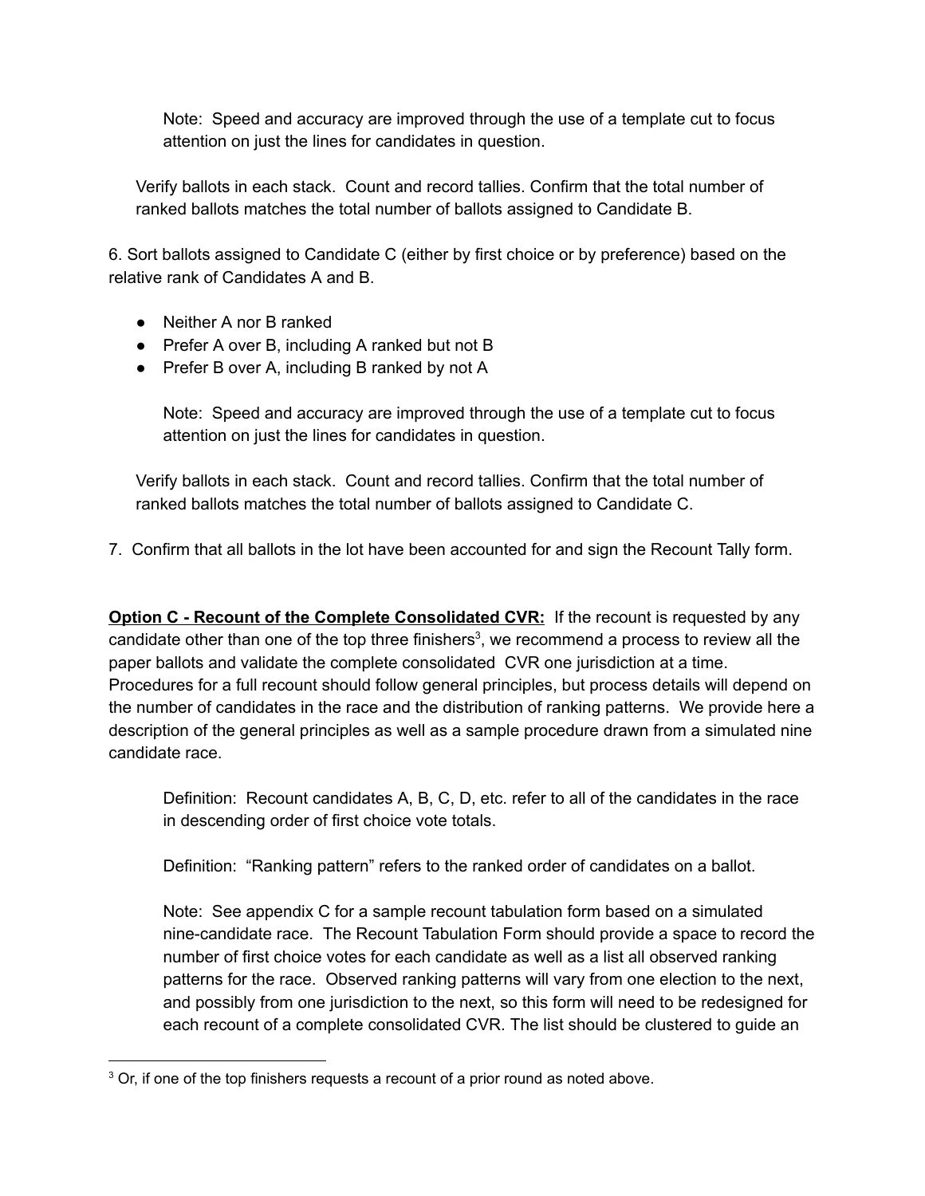Note: Speed and accuracy are improved through the use of a template cut to focus attention on just the lines for candidates in question.

Verify ballots in each stack. Count and record tallies. Confirm that the total number of ranked ballots matches the total number of ballots assigned to Candidate B.

6. Sort ballots assigned to Candidate C (either by first choice or by preference) based on the relative rank of Candidates A and B.

- Neither A nor B ranked
- Prefer A over B, including A ranked but not B
- Prefer B over A, including B ranked by not A

Note: Speed and accuracy are improved through the use of a template cut to focus attention on just the lines for candidates in question.

Verify ballots in each stack. Count and record tallies. Confirm that the total number of ranked ballots matches the total number of ballots assigned to Candidate C.

7. Confirm that all ballots in the lot have been accounted for and sign the Recount Tally form.

**Option C - Recount of the Complete Consolidated CVR:** If the recount is requested by any candidate other than one of the top three finishers[3], we recommend a process to review all the paper ballots and validate the complete consolidated CVR one jurisdiction at a time. Procedures for a full recount should follow general principles, but process details will depend on the number of candidates in the race and the distribution of ranking patterns. We provide here a description of the general principles as well as a sample procedure drawn from a simulated nine candidate race.

Definition: Recount candidates A, B, C, D, etc. refer to all of the candidates in the race in descending order of first choice vote totals.

Definition: "Ranking pattern" refers to the ranked order of candidates on a ballot.

Note: See appendix C for a sample recount tabulation form based on a simulated nine-candidate race. The Recount Tabulation Form should provide a space to record the number of first choice votes for each candidate as well as a list all observed ranking patterns for the race. Observed ranking patterns will vary from one election to the next, and possibly from one jurisdiction to the next, so this form will need to be redesigned for each recount of a complete consolidated CVR. The list should be clustered to guide an

[3] Or, if one of the top finishers requests a recount of a prior round as noted above.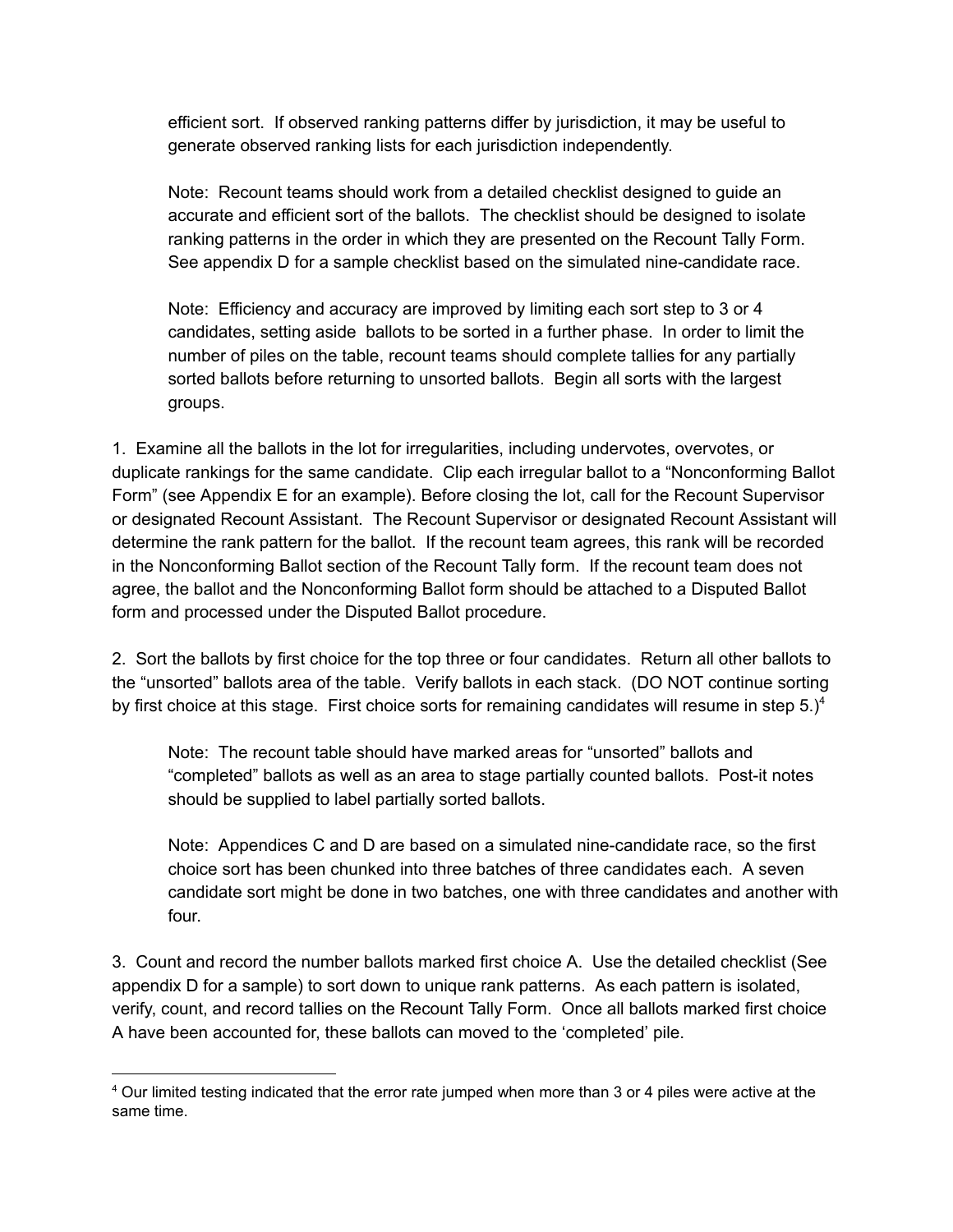efficient sort. If observed ranking patterns differ by jurisdiction, it may be useful to generate observed ranking lists for each jurisdiction independently.

> Note: Recount teams should work from a detailed checklist designed to guide an accurate and efficient sort of the ballots. The checklist should be designed to isolate ranking patterns in the order in which they are presented on the Recount Tally Form. See appendix D for a sample checklist based on the simulated nine-candidate race.

> Note: Efficiency and accuracy are improved by limiting each sort step to 3 or 4 candidates, setting aside ballots to be sorted in a further phase. In order to limit the number of piles on the table, recount teams should complete tallies for any partially sorted ballots before returning to unsorted ballots. Begin all sorts with the largest groups.

1. Examine all the ballots in the lot for irregularities, including undervotes, overvotes, or duplicate rankings for the same candidate. Clip each irregular ballot to a "Nonconforming Ballot Form" (see Appendix E for an example). Before closing the lot, call for the Recount Supervisor or designated Recount Assistant. The Recount Supervisor or designated Recount Assistant will determine the rank pattern for the ballot. If the recount team agrees, this rank will be recorded in the Nonconforming Ballot section of the Recount Tally form. If the recount team does not agree, the ballot and the Nonconforming Ballot form should be attached to a Disputed Ballot form and processed under the Disputed Ballot procedure.

2. Sort the ballots by first choice for the top three or four candidates. Return all other ballots to the "unsorted" ballots area of the table. Verify ballots in each stack. (DO NOT continue sorting by first choice at this stage. First choice sorts for remaining candidates will resume in step 5.)[4]

> Note: The recount table should have marked areas for "unsorted" ballots and "completed" ballots as well as an area to stage partially counted ballots. Post-it notes should be supplied to label partially sorted ballots.

> Note: Appendices C and D are based on a simulated nine-candidate race, so the first choice sort has been chunked into three batches of three candidates each. A seven candidate sort might be done in two batches, one with three candidates and another with four.

3. Count and record the number ballots marked first choice A. Use the detailed checklist (See appendix D for a sample) to sort down to unique rank patterns. As each pattern is isolated, verify, count, and record tallies on the Recount Tally Form. Once all ballots marked first choice A have been accounted for, these ballots can moved to the 'completed' pile.

---

[4] Our limited testing indicated that the error rate jumped when more than 3 or 4 piles were active at the same time.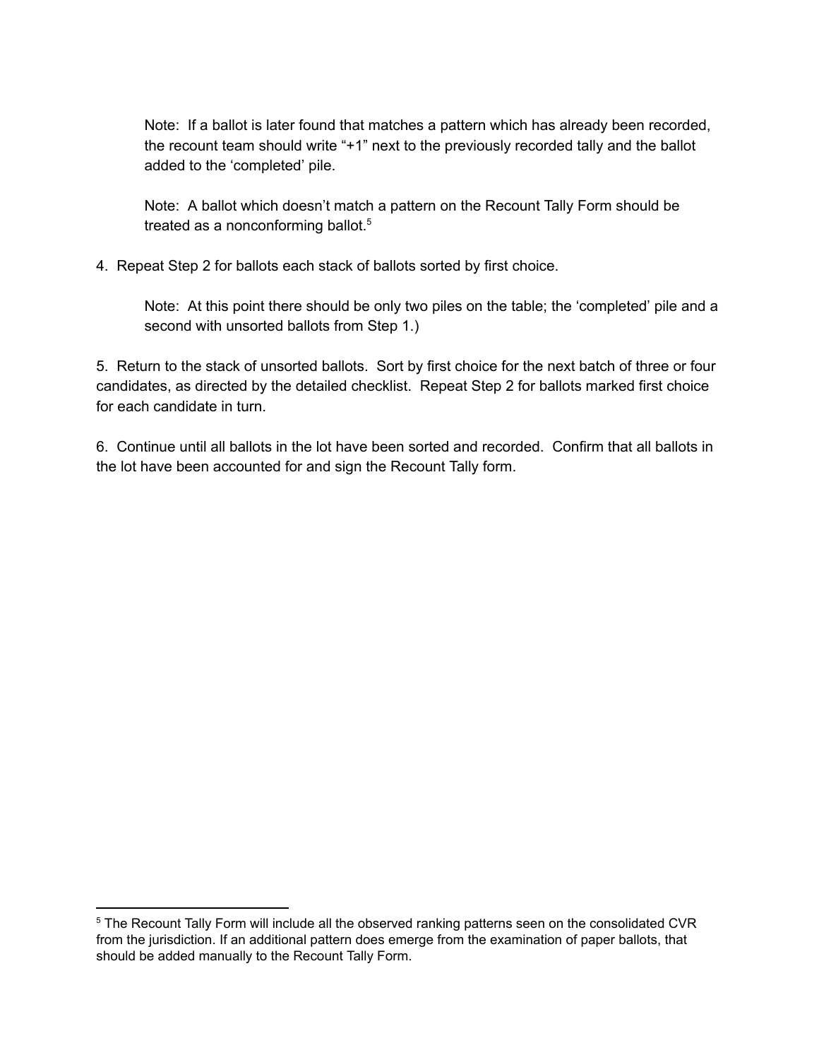Note: If a ballot is later found that matches a pattern which has already been recorded, the recount team should write "+1" next to the previously recorded tally and the ballot added to the 'completed' pile.

Note: A ballot which doesn't match a pattern on the Recount Tally Form should be treated as a nonconforming ballot.[5]

4. Repeat Step 2 for ballots each stack of ballots sorted by first choice.

Note: At this point there should be only two piles on the table; the 'completed' pile and a second with unsorted ballots from Step 1.)

5. Return to the stack of unsorted ballots. Sort by first choice for the next batch of three or four candidates, as directed by the detailed checklist. Repeat Step 2 for ballots marked first choice for each candidate in turn.

6. Continue until all ballots in the lot have been sorted and recorded. Confirm that all ballots in the lot have been accounted for and sign the Recount Tally form.

---

[5] The Recount Tally Form will include all the observed ranking patterns seen on the consolidated CVR from the jurisdiction. If an additional pattern does emerge from the examination of paper ballots, that should be added manually to the Recount Tally Form.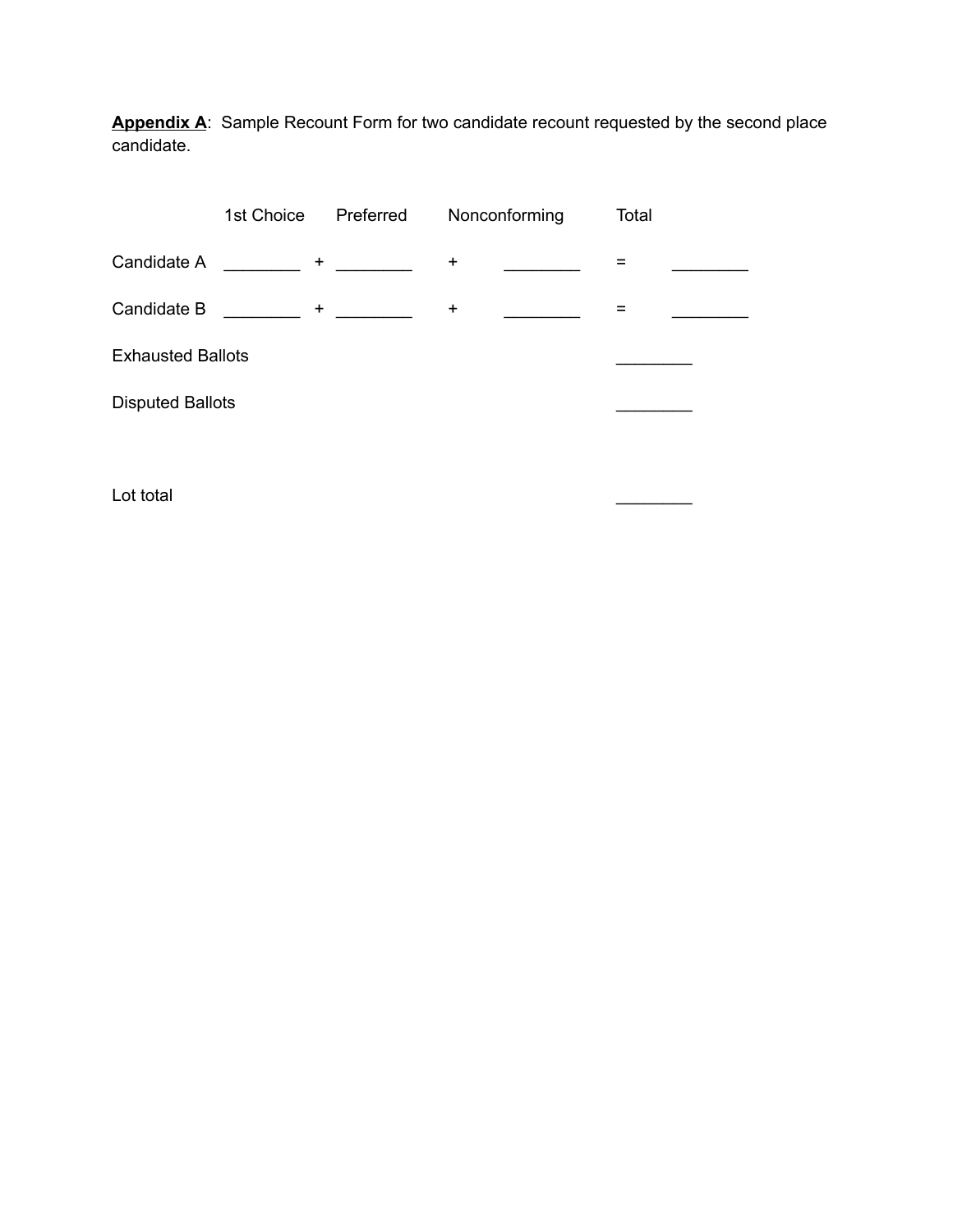**<u>Appendix A</u>**: Sample Recount Form for two candidate recount requested by the second place candidate.

| | 1st Choice | | Preferred | | Nonconforming | | Total |
|---|---|---|---|---|---|---|---|
| Candidate A | ________ | + | ________ | + | ________ | = | ________ |
| Candidate B | ________ | + | ________ | + | ________ | = | ________ |
| Exhausted Ballots | | | | | | | ________ |
| Disputed Ballots | | | | | | | ________ |
| Lot total | | | | | | | ________ |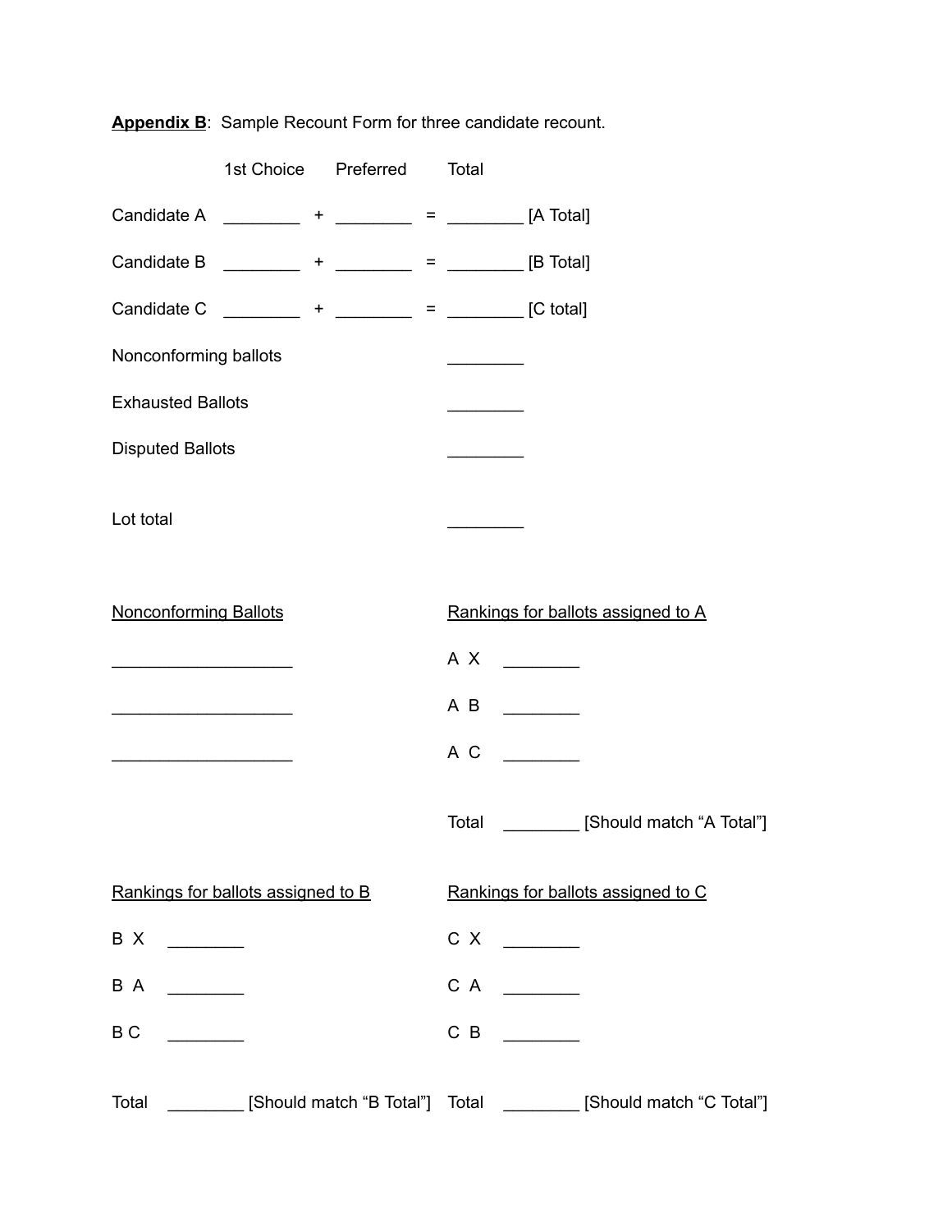**Appendix B**: Sample Recount Form for three candidate recount.

| | 1st Choice | | Preferred | | Total | |
|---|---|---|---|---|---|---|
| Candidate A | ________ | + | ________ | = | ________ | [A Total] |
| Candidate B | ________ | + | ________ | = | ________ | [B Total] |
| Candidate C | ________ | + | ________ | = | ________ | [C total] |
| Nonconforming ballots | | | | | ________ | |
| Exhausted Ballots | | | | | ________ | |
| Disputed Ballots | | | | | ________ | |
| Lot total | | | | | ________ | |

Nonconforming Ballots

____________________

____________________

____________________

Rankings for ballots assigned to A

A X ________

A B ________

A C ________

Total ________ [Should match "A Total"]

Rankings for ballots assigned to B

B X ________

B A ________

B C ________

Total ________ [Should match "B Total"]

Rankings for ballots assigned to C

C X ________

C A ________

C B ________

Total ________ [Should match "C Total"]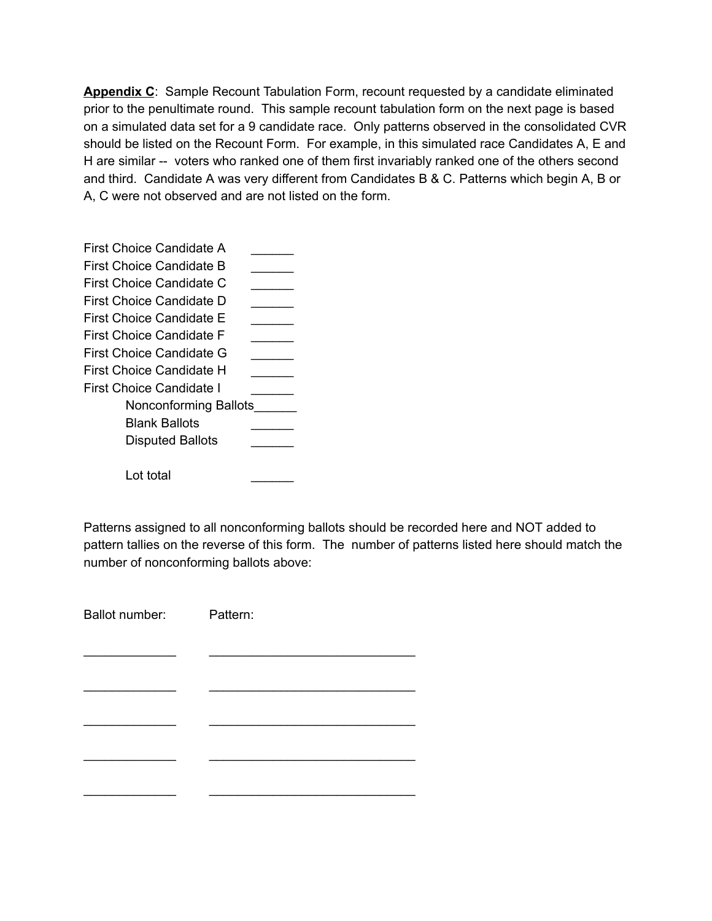**Appendix C**: Sample Recount Tabulation Form, recount requested by a candidate eliminated prior to the penultimate round. This sample recount tabulation form on the next page is based on a simulated data set for a 9 candidate race. Only patterns observed in the consolidated CVR should be listed on the Recount Form. For example, in this simulated race Candidates A, E and H are similar -- voters who ranked one of them first invariably ranked one of the others second and third. Candidate A was very different from Candidates B & C. Patterns which begin A, B or A, C were not observed and are not listed on the form.

First Choice Candidate A ______
First Choice Candidate B ______
First Choice Candidate C ______
First Choice Candidate D ______
First Choice Candidate E ______
First Choice Candidate F ______
First Choice Candidate G ______
First Choice Candidate H ______
First Choice Candidate I ______
    Nonconforming Ballots ______
    Blank Ballots ______
    Disputed Ballots ______

    Lot total ______

Patterns assigned to all nonconforming ballots should be recorded here and NOT added to pattern tallies on the reverse of this form. The number of patterns listed here should match the number of nonconforming ballots above:

Ballot number: Pattern:

_____________ ______________________________

_____________ ______________________________

_____________ ______________________________

_____________ ______________________________

_____________ ______________________________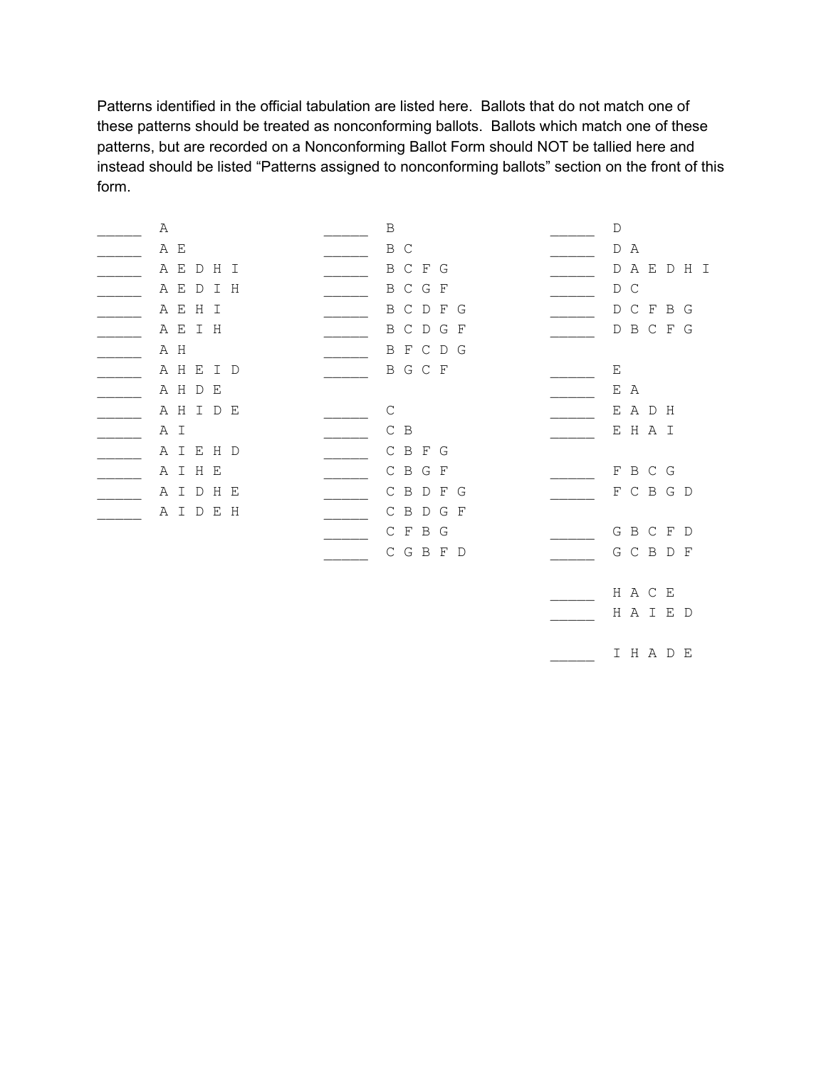Patterns identified in the official tabulation are listed here. Ballots that do not match one of these patterns should be treated as nonconforming ballots. Ballots which match one of these patterns, but are recorded on a Nonconforming Ballot Form should NOT be tallied here and instead should be listed "Patterns assigned to nonconforming ballots" section on the front of this form.

_____ A
_____ A E
_____ A E D H I
_____ A E D I H
_____ A E H I
_____ A E I H
_____ A H
_____ A H E I D
_____ A H D E
_____ A H I D E
_____ A I
_____ A I E H D
_____ A I H E
_____ A I D H E
_____ A I D E H

_____ B
_____ B C
_____ B C F G
_____ B C G F
_____ B C D F G
_____ B C D G F
_____ B F C D G
_____ B G C F

_____ C
_____ C B
_____ C B F G
_____ C B G F
_____ C B D F G
_____ C B D G F
_____ C F B G
_____ C G B F D

_____ D
_____ D A
_____ D A E D H I
_____ D C
_____ D C F B G
_____ D B C F G

_____ E
_____ E A
_____ E A D H
_____ E H A I

_____ F B C G
_____ F C B G D

_____ G B C F D
_____ G C B D F

_____ H A C E
_____ H A I E D

_____ I H A D E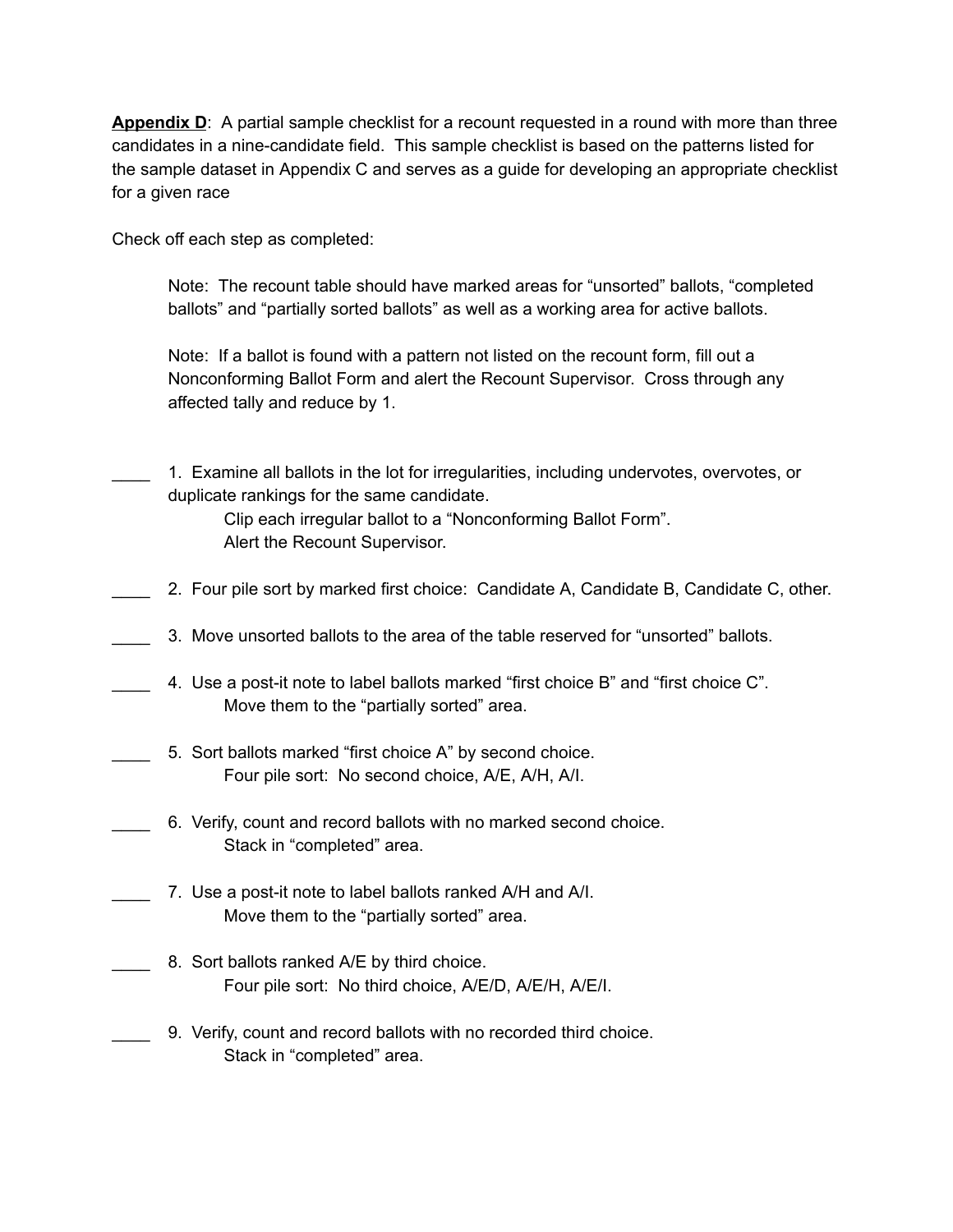**<u>Appendix D</u>**: A partial sample checklist for a recount requested in a round with more than three candidates in a nine-candidate field. This sample checklist is based on the patterns listed for the sample dataset in Appendix C and serves as a guide for developing an appropriate checklist for a given race

Check off each step as completed:

> Note: The recount table should have marked areas for "unsorted" ballots, "completed ballots" and "partially sorted ballots" as well as a working area for active ballots.
>
> Note: If a ballot is found with a pattern not listed on the recount form, fill out a Nonconforming Ballot Form and alert the Recount Supervisor. Cross through any affected tally and reduce by 1.

____ 1. Examine all ballots in the lot for irregularities, including undervotes, overvotes, or duplicate rankings for the same candidate.
  Clip each irregular ballot to a "Nonconforming Ballot Form".
  Alert the Recount Supervisor.

____ 2. Four pile sort by marked first choice: Candidate A, Candidate B, Candidate C, other.

____ 3. Move unsorted ballots to the area of the table reserved for "unsorted" ballots.

____ 4. Use a post-it note to label ballots marked "first choice B" and "first choice C".
  Move them to the "partially sorted" area.

____ 5. Sort ballots marked "first choice A" by second choice.
  Four pile sort: No second choice, A/E, A/H, A/I.

____ 6. Verify, count and record ballots with no marked second choice.
  Stack in "completed" area.

____ 7. Use a post-it note to label ballots ranked A/H and A/I.
  Move them to the "partially sorted" area.

____ 8. Sort ballots ranked A/E by third choice.
  Four pile sort: No third choice, A/E/D, A/E/H, A/E/I.

____ 9. Verify, count and record ballots with no recorded third choice.
  Stack in "completed" area.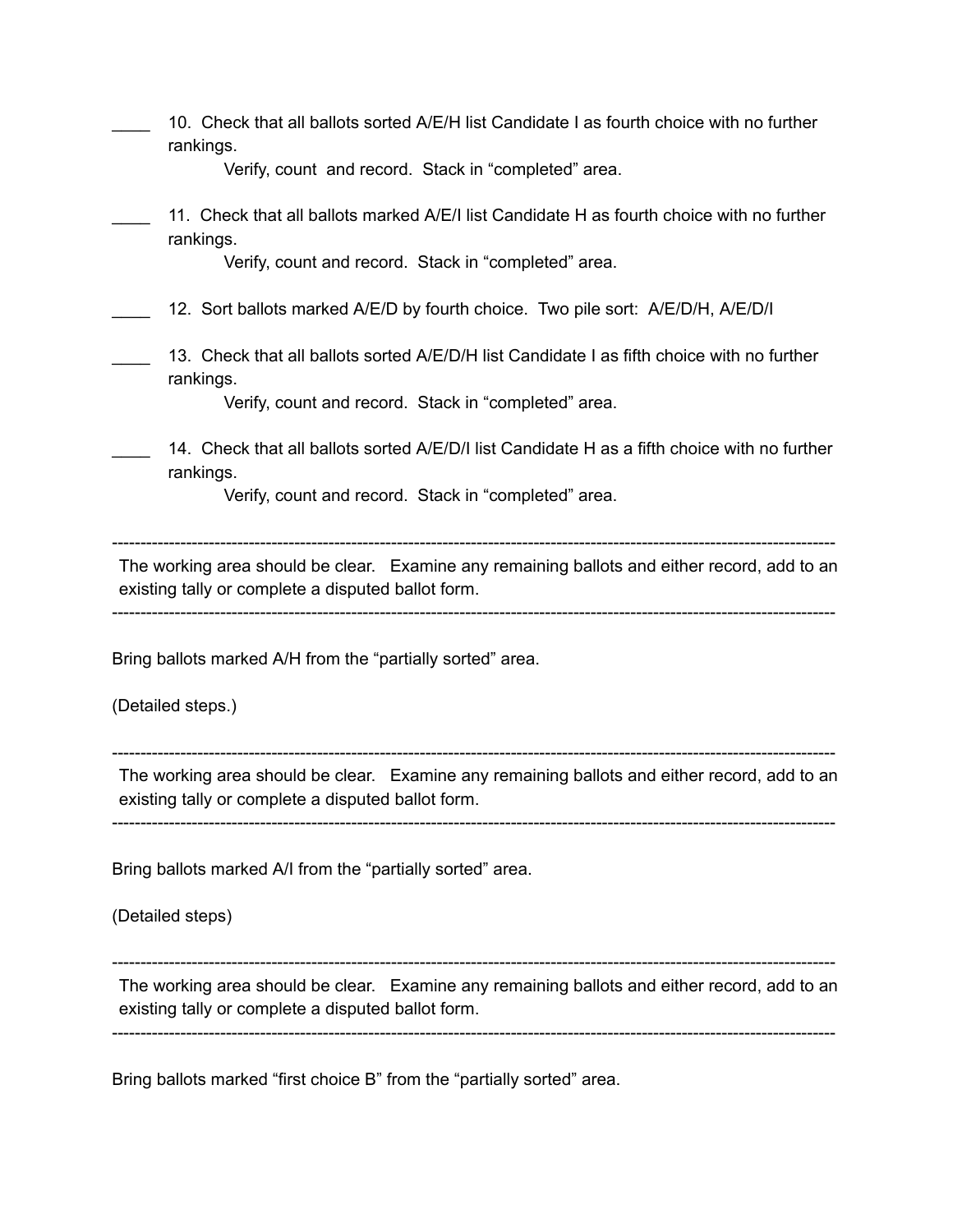____ 10. Check that all ballots sorted A/E/H list Candidate I as fourth choice with no further rankings.

Verify, count and record. Stack in "completed" area.

____ 11. Check that all ballots marked A/E/I list Candidate H as fourth choice with no further rankings.

Verify, count and record. Stack in "completed" area.

____ 12. Sort ballots marked A/E/D by fourth choice. Two pile sort: A/E/D/H, A/E/D/I

____ 13. Check that all ballots sorted A/E/D/H list Candidate I as fifth choice with no further rankings.

Verify, count and record. Stack in "completed" area.

____ 14. Check that all ballots sorted A/E/D/I list Candidate H as a fifth choice with no further rankings.

Verify, count and record. Stack in "completed" area.

---

The working area should be clear. Examine any remaining ballots and either record, add to an existing tally or complete a disputed ballot form.

---

Bring ballots marked A/H from the "partially sorted" area.

(Detailed steps.)

---

The working area should be clear. Examine any remaining ballots and either record, add to an existing tally or complete a disputed ballot form.

---

Bring ballots marked A/I from the "partially sorted" area.

(Detailed steps)

---

The working area should be clear. Examine any remaining ballots and either record, add to an existing tally or complete a disputed ballot form.

---

Bring ballots marked "first choice B" from the "partially sorted" area.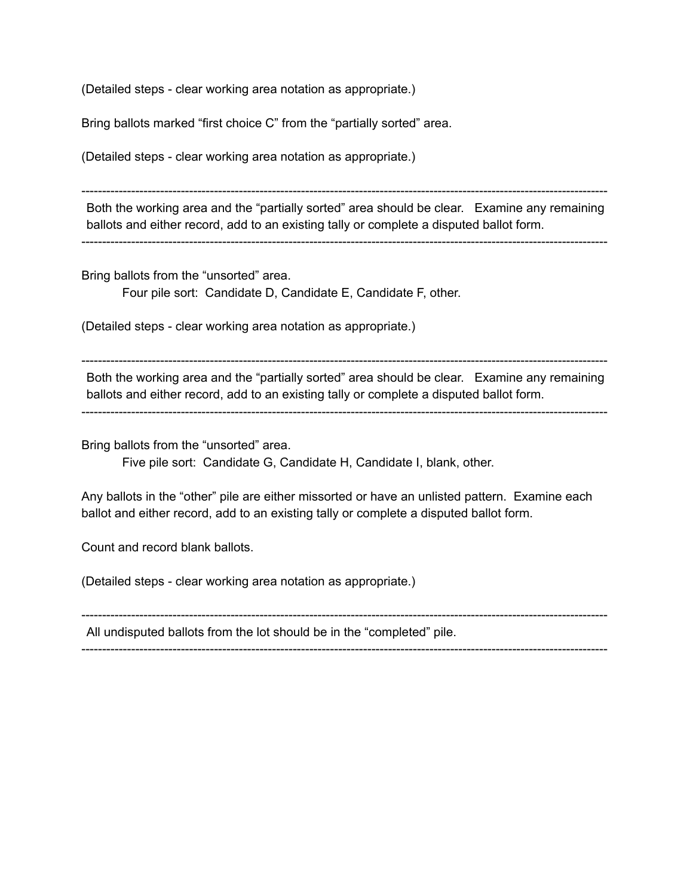(Detailed steps - clear working area notation as appropriate.)

Bring ballots marked “first choice C” from the “partially sorted” area.

(Detailed steps - clear working area notation as appropriate.)

---

Both the working area and the “partially sorted” area should be clear. Examine any remaining ballots and either record, add to an existing tally or complete a disputed ballot form.

---

Bring ballots from the “unsorted” area.

    Four pile sort: Candidate D, Candidate E, Candidate F, other.

(Detailed steps - clear working area notation as appropriate.)

---

Both the working area and the “partially sorted” area should be clear. Examine any remaining ballots and either record, add to an existing tally or complete a disputed ballot form.

---

Bring ballots from the “unsorted” area.

    Five pile sort: Candidate G, Candidate H, Candidate I, blank, other.

Any ballots in the “other” pile are either missorted or have an unlisted pattern. Examine each ballot and either record, add to an existing tally or complete a disputed ballot form.

Count and record blank ballots.

(Detailed steps - clear working area notation as appropriate.)

---

All undisputed ballots from the lot should be in the “completed” pile.

---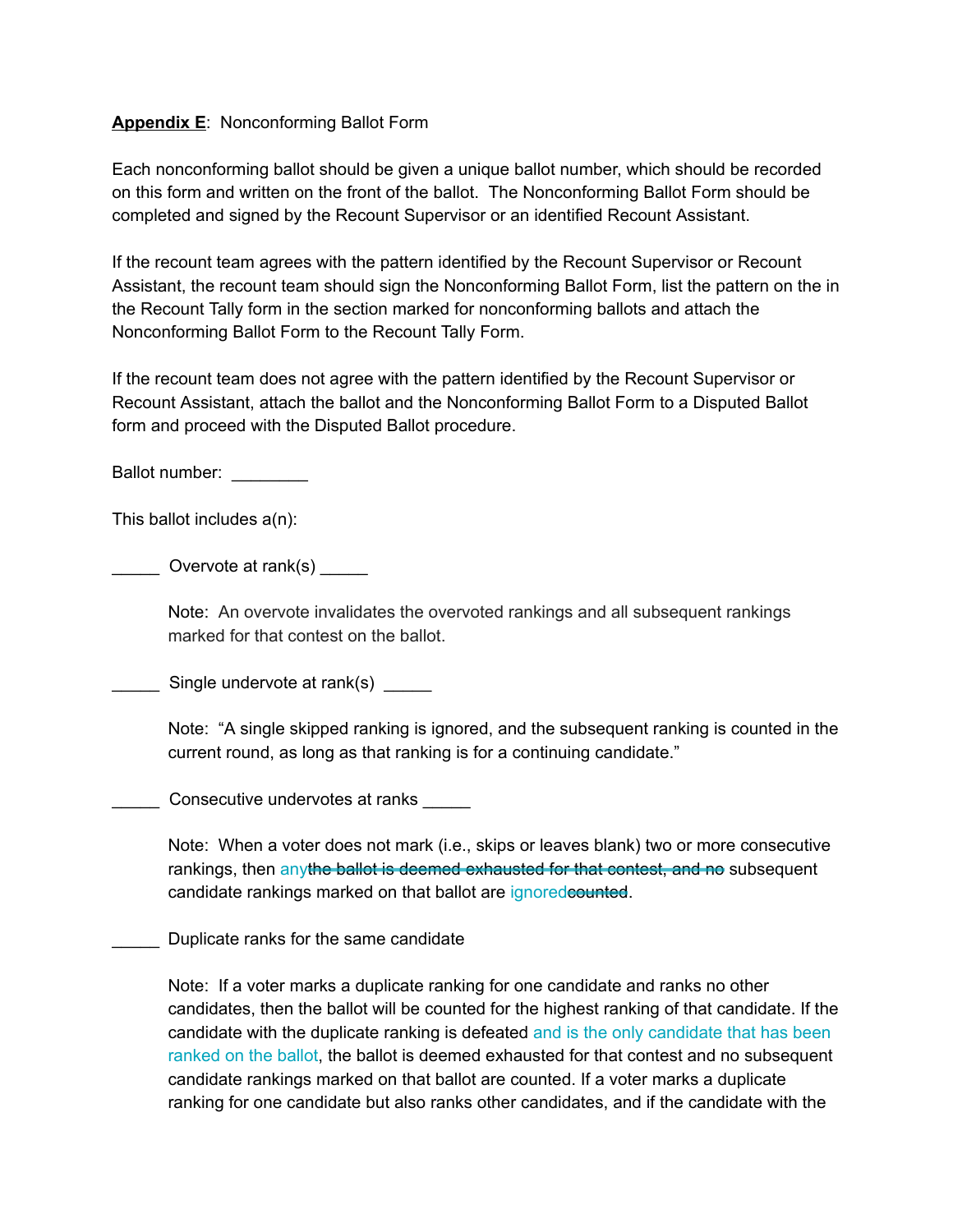**Appendix E**: Nonconforming Ballot Form

Each nonconforming ballot should be given a unique ballot number, which should be recorded on this form and written on the front of the ballot. The Nonconforming Ballot Form should be completed and signed by the Recount Supervisor or an identified Recount Assistant.

If the recount team agrees with the pattern identified by the Recount Supervisor or Recount Assistant, the recount team should sign the Nonconforming Ballot Form, list the pattern on the in the Recount Tally form in the section marked for nonconforming ballots and attach the Nonconforming Ballot Form to the Recount Tally Form.

If the recount team does not agree with the pattern identified by the Recount Supervisor or Recount Assistant, attach the ballot and the Nonconforming Ballot Form to a Disputed Ballot form and proceed with the Disputed Ballot procedure.

Ballot number: ________

This ballot includes a(n):

_____ Overvote at rank(s) _____

> Note: An overvote invalidates the overvoted rankings and all subsequent rankings marked for that contest on the ballot.

_____ Single undervote at rank(s) _____

> Note: "A single skipped ranking is ignored, and the subsequent ranking is counted in the current round, as long as that ranking is for a continuing candidate."

_____ Consecutive undervotes at ranks _____

> Note: When a voter does not mark (i.e., skips or leaves blank) two or more consecutive rankings, then any~~the ballot is deemed exhausted for that contest, and no~~ subsequent candidate rankings marked on that ballot are ignored~~counted~~.

_____ Duplicate ranks for the same candidate

> Note: If a voter marks a duplicate ranking for one candidate and ranks no other candidates, then the ballot will be counted for the highest ranking of that candidate. If the candidate with the duplicate ranking is defeated and is the only candidate that has been ranked on the ballot, the ballot is deemed exhausted for that contest and no subsequent candidate rankings marked on that ballot are counted. If a voter marks a duplicate ranking for one candidate but also ranks other candidates, and if the candidate with the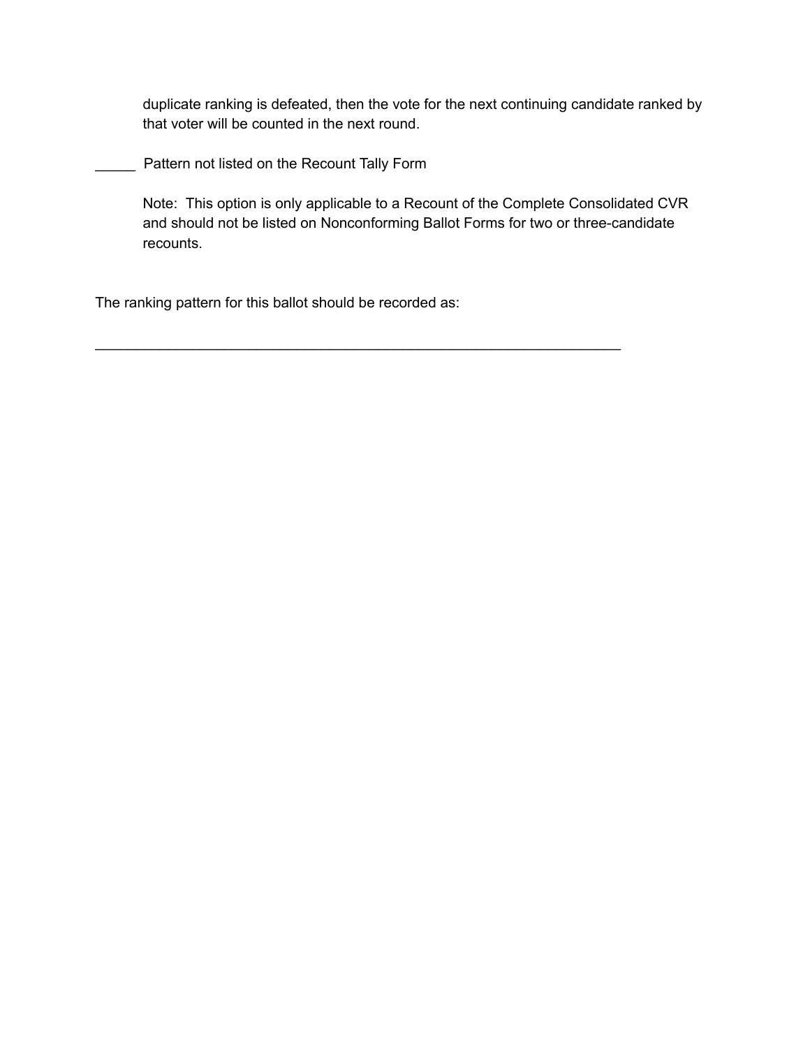duplicate ranking is defeated, then the vote for the next continuing candidate ranked by that voter will be counted in the next round.

_____ Pattern not listed on the Recount Tally Form

Note: This option is only applicable to a Recount of the Complete Consolidated CVR and should not be listed on Nonconforming Ballot Forms for two or three-candidate recounts.

The ranking pattern for this ballot should be recorded as:

_________________________________________________________________